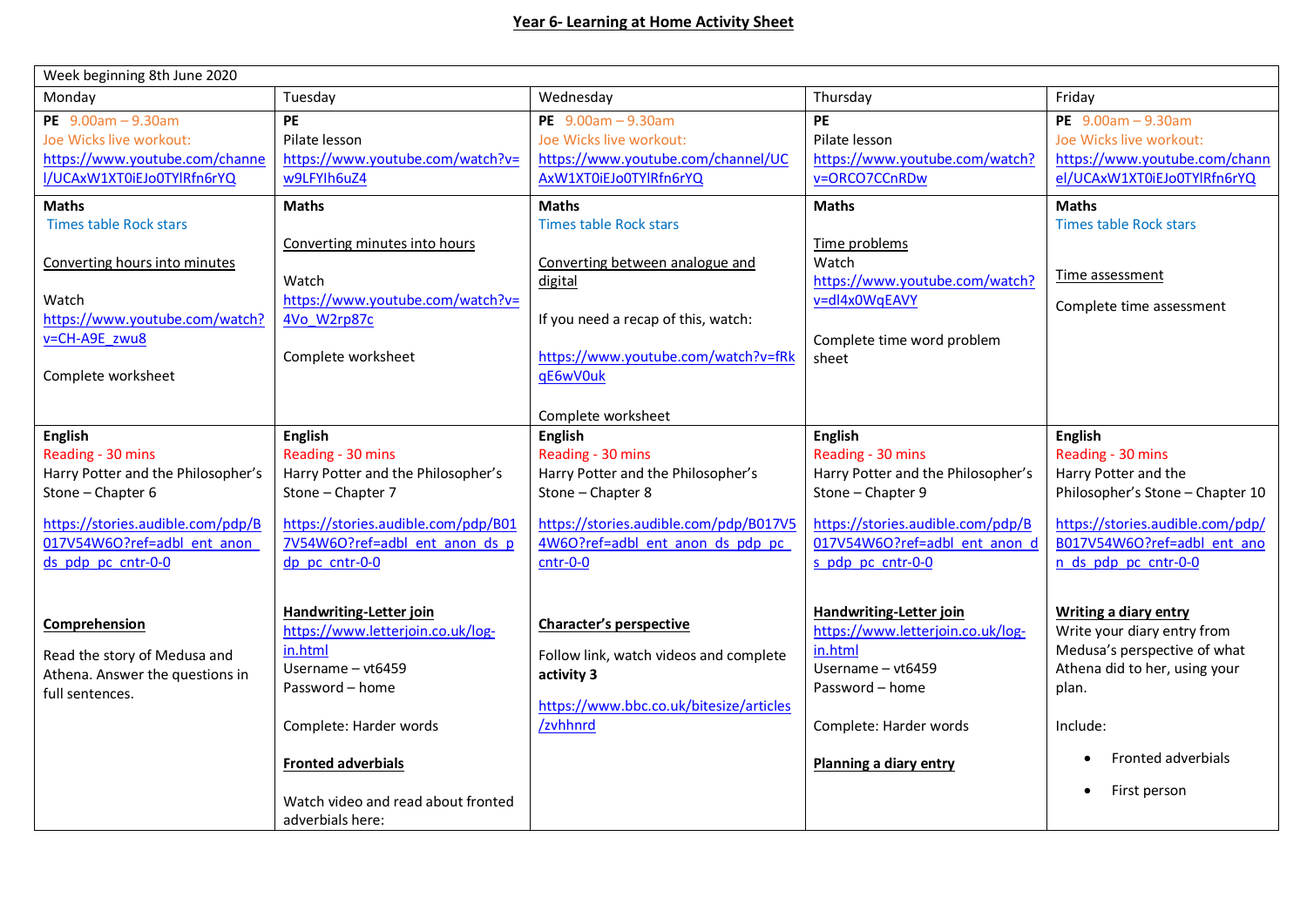# Year 6- Learning at Home Activity Sheet

| Week beginning 8th June 2020 | | | | |
|---|---|---|---|---|
| Monday | Tuesday | Wednesday | Thursday | Friday |
| **PE** 9.00am – 9.30am<br>Joe Wicks live workout:<br>https://www.youtube.com/channel/UCAxW1XT0iEJo0TYlRfn6rYQ | **PE**<br>Pilate lesson<br>https://www.youtube.com/watch?v=w9LFYlh6uZ4 | **PE** 9.00am – 9.30am<br>Joe Wicks live workout:<br>https://www.youtube.com/channel/UCAxW1XT0iEJo0TYlRfn6rYQ | **PE**<br>Pilate lesson<br>https://www.youtube.com/watch?v=ORCO7CCnRDw | **PE** 9.00am – 9.30am<br>Joe Wicks live workout:<br>https://www.youtube.com/channel/UCAxW1XT0iEJo0TYlRfn6rYQ |
| **Maths**<br>Times table Rock stars<br><br>Converting hours into minutes<br><br>Watch<br>https://www.youtube.com/watch?v=CH-A9E_zwu8<br><br>Complete worksheet | **Maths**<br><br>Converting minutes into hours<br><br>Watch<br>https://www.youtube.com/watch?v=4Vo_W2rp87c<br><br>Complete worksheet | **Maths**<br>Times table Rock stars<br><br>Converting between analogue and digital<br><br>If you need a recap of this, watch:<br><br>https://www.youtube.com/watch?v=fRkqE6wV0uk<br><br>Complete worksheet | **Maths**<br><br>Time problems<br>Watch<br>https://www.youtube.com/watch?v=dl4x0WqEAVY<br><br>Complete time word problem sheet | **Maths**<br>Times table Rock stars<br><br>Time assessment<br><br>Complete time assessment |
| **English**<br>Reading - 30 mins<br>Harry Potter and the Philosopher's Stone – Chapter 6<br><br>https://stories.audible.com/pdp/B017V54W6O?ref=adbl_ent_anon_ds_pdp_pc_cntr-0-0<br><br>**Comprehension**<br><br>Read the story of Medusa and Athena. Answer the questions in full sentences. | **English**<br>Reading - 30 mins<br>Harry Potter and the Philosopher's Stone – Chapter 7<br><br>https://stories.audible.com/pdp/B017V54W6O?ref=adbl_ent_anon_ds_pdp_pc_cntr-0-0<br><br>**Handwriting-Letter join**<br>https://www.letterjoin.co.uk/log-in.html<br>Username – vt6459<br>Password – home<br><br>Complete: Harder words<br><br>**Fronted adverbials**<br><br>Watch video and read about fronted adverbials here: | **English**<br>Reading - 30 mins<br>Harry Potter and the Philosopher's Stone – Chapter 8<br><br>https://stories.audible.com/pdp/B017V54W6O?ref=adbl_ent_anon_ds_pdp_pc_cntr-0-0<br><br>**Character's perspective**<br><br>Follow link, watch videos and complete **activity 3**<br><br>https://www.bbc.co.uk/bitesize/articles/zvhhnrd | **English**<br>Reading - 30 mins<br>Harry Potter and the Philosopher's Stone – Chapter 9<br><br>https://stories.audible.com/pdp/B017V54W6O?ref=adbl_ent_anon_ds_pdp_pc_cntr-0-0<br><br>**Handwriting-Letter join**<br>https://www.letterjoin.co.uk/log-in.html<br>Username – vt6459<br>Password – home<br><br>Complete: Harder words<br><br>**Planning a diary entry** | **English**<br>Reading - 30 mins<br>Harry Potter and the Philosopher's Stone – Chapter 10<br><br>https://stories.audible.com/pdp/B017V54W6O?ref=adbl_ent_anon_ds_pdp_pc_cntr-0-0<br><br>**Writing a diary entry**<br>Write your diary entry from Medusa's perspective of what Athena did to her, using your plan.<br><br>Include:<br>• Fronted adverbials<br>• First person |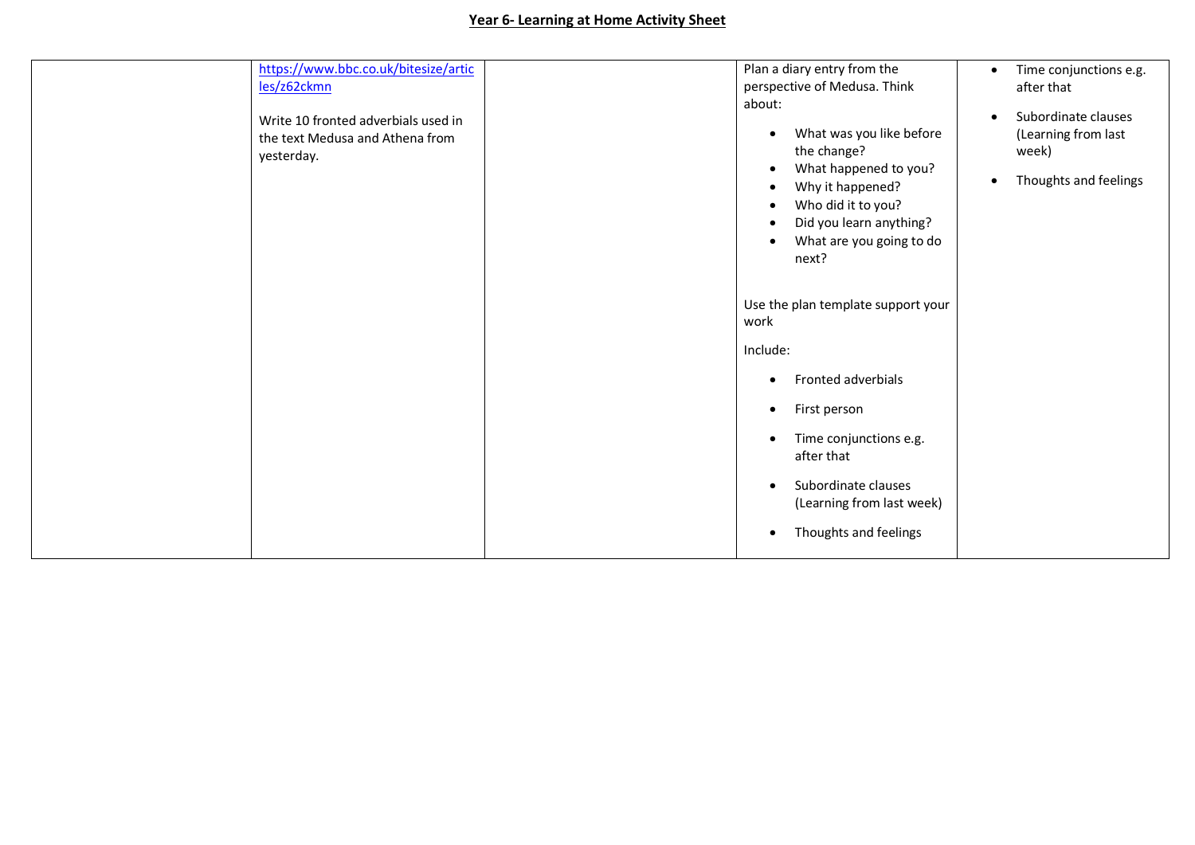**Year 6- Learning at Home Activity Sheet**

| | | | | |
|---|---|---|---|---|
| | https://www.bbc.co.uk/bitesize/articles/z62ckmn<br><br>Write 10 fronted adverbials used in the text Medusa and Athena from yesterday. | | Plan a diary entry from the perspective of Medusa. Think about:<br>• What was you like before the change?<br>• What happened to you?<br>• Why it happened?<br>• Who did it to you?<br>• Did you learn anything?<br>• What are you going to do next?<br><br>Use the plan template support your work<br><br>Include:<br>• Fronted adverbials<br>• First person<br>• Time conjunctions e.g. after that<br>• Subordinate clauses (Learning from last week)<br>• Thoughts and feelings | • Time conjunctions e.g. after that<br>• Subordinate clauses (Learning from last week)<br>• Thoughts and feelings |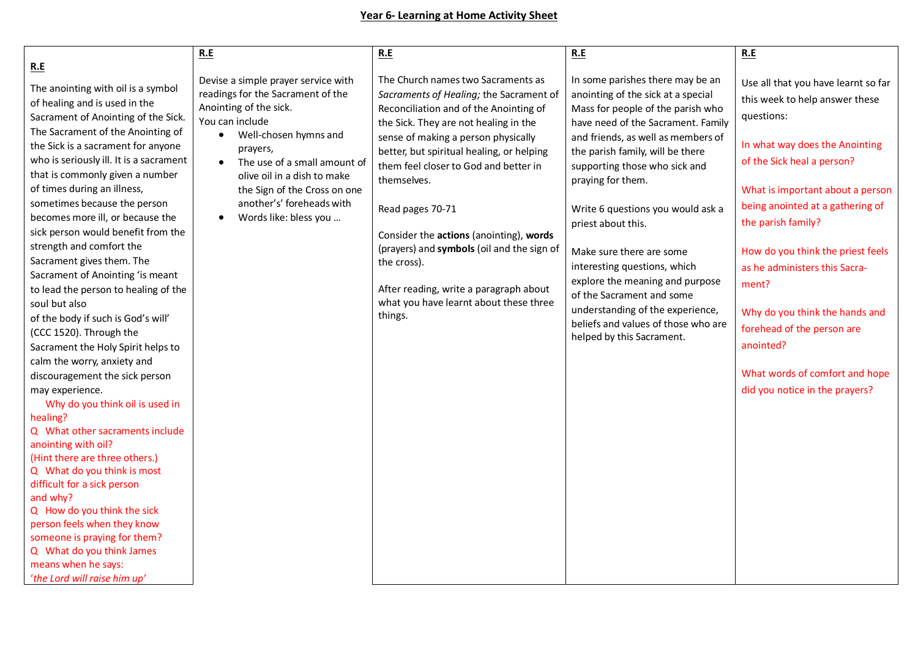# Year 6- Learning at Home Activity Sheet

| R.E | R.E | R.E | R.E | R.E |
|---|---|---|---|---|
| The anointing with oil is a symbol of healing and is used in the Sacrament of Anointing of the Sick. The Sacrament of the Anointing of the Sick is a sacrament for anyone who is seriously ill. It is a sacrament that is commonly given a number of times during an illness, sometimes because the person becomes more ill, or because the sick person would benefit from the strength and comfort the Sacrament gives them. The Sacrament of Anointing 'is meant to lead the person to healing of the soul but also of the body if such is God's will' (CCC 1520). Through the Sacrament the Holy Spirit helps to calm the worry, anxiety and discouragement the sick person may experience.<br>Why do you think oil is used in healing?<br>Q What other sacraments include anointing with oil?<br>(Hint there are three others.)<br>Q What do you think is most difficult for a sick person and why?<br>Q How do you think the sick person feels when they know someone is praying for them?<br>Q What do you think James means when he says:<br>'*the Lord will raise him up*' | Devise a simple prayer service with readings for the Sacrament of the Anointing of the sick.<br>You can include<br>• Well-chosen hymns and prayers,<br>• The use of a small amount of olive oil in a dish to make the Sign of the Cross on one another's' foreheads with<br>• Words like: bless you … | The Church names two Sacraments as *Sacraments of Healing;* the Sacrament of Reconciliation and of the Anointing of the Sick. They are not healing in the sense of making a person physically better, but spiritual healing, or helping them feel closer to God and better in themselves.<br><br>Read pages 70-71<br><br>Consider the **actions** (anointing), **words** (prayers) and **symbols** (oil and the sign of the cross).<br><br>After reading, write a paragraph about what you have learnt about these three things. | In some parishes there may be an anointing of the sick at a special Mass for people of the parish who have need of the Sacrament. Family and friends, as well as members of the parish family, will be there supporting those who sick and praying for them.<br><br>Write 6 questions you would ask a priest about this.<br><br>Make sure there are some interesting questions, which explore the meaning and purpose of the Sacrament and some understanding of the experience, beliefs and values of those who are helped by this Sacrament. | Use all that you have learnt so far this week to help answer these questions:<br><br>In what way does the Anointing of the Sick heal a person?<br><br>What is important about a person being anointed at a gathering of the parish family?<br><br>How do you think the priest feels as he administers this Sacrament?<br><br>Why do you think the hands and forehead of the person are anointed?<br><br>What words of comfort and hope did you notice in the prayers? |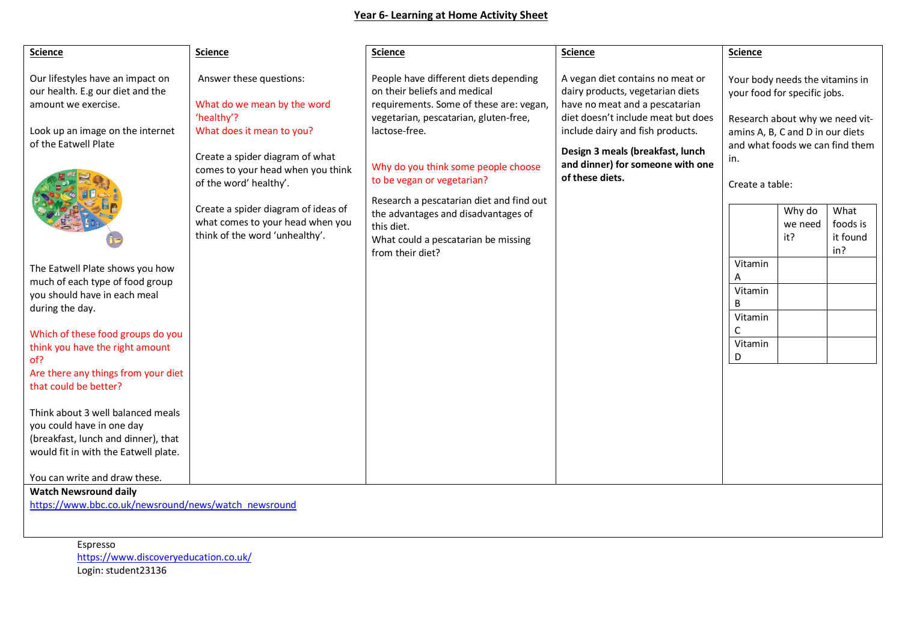# Year 6- Learning at Home Activity Sheet

## Science

Our lifestyles have an impact on our health. E.g our diet and the amount we exercise.

Look up an image on the internet of the Eatwell Plate

The Eatwell Plate shows you how much of each type of food group you should have in each meal during the day.

Which of these food groups do you think you have the right amount of?
Are there any things from your diet that could be better?

Think about 3 well balanced meals you could have in one day (breakfast, lunch and dinner), that would fit in with the Eatwell plate.

You can write and draw these.

## Science

Answer these questions:

What do we mean by the word 'healthy'?
What does it mean to you?

Create a spider diagram of what comes to your head when you think of the word' healthy'.

Create a spider diagram of ideas of what comes to your head when you think of the word 'unhealthy'.

## Science

People have different diets depending on their beliefs and medical requirements. Some of these are: vegan, vegetarian, pescatarian, gluten-free, lactose-free.

Why do you think some people choose to be vegan or vegetarian?

Research a pescatarian diet and find out the advantages and disadvantages of this diet.
What could a pescatarian be missing from their diet?

## Science

A vegan diet contains no meat or dairy products, vegetarian diets have no meat and a pescatarian diet doesn't include meat but does include dairy and fish products.

**Design 3 meals (breakfast, lunch and dinner) for someone with one of these diets.**

## Science

Your body needs the vitamins in your food for specific jobs.

Research about why we need vitamins A, B, C and D in our diets and what foods we can find them in.

Create a table:

| | Why do we need it? | What foods is it found in? |
|---|---|---|
| Vitamin A | | |
| Vitamin B | | |
| Vitamin C | | |
| Vitamin D | | |

**Watch Newsround daily**
https://www.bbc.co.uk/newsround/news/watch_newsround

Espresso
https://www.discoveryeducation.co.uk/
Login: student23136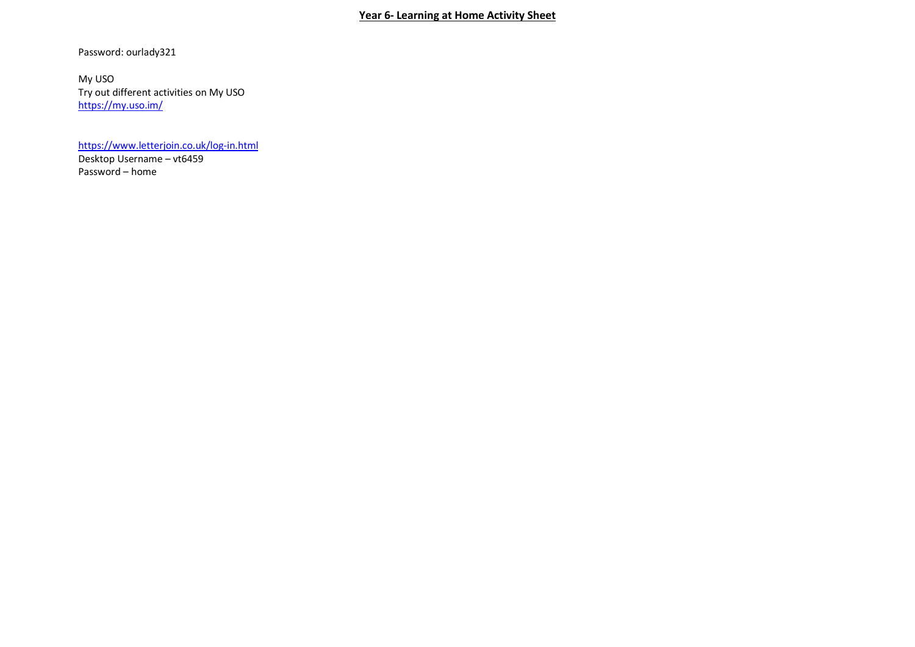**Year 6- Learning at Home Activity Sheet**

Password: ourlady321

My USO
Try out different activities on My USO
https://my.uso.im/

https://www.letterjoin.co.uk/log-in.html
Desktop Username – vt6459
Password – home